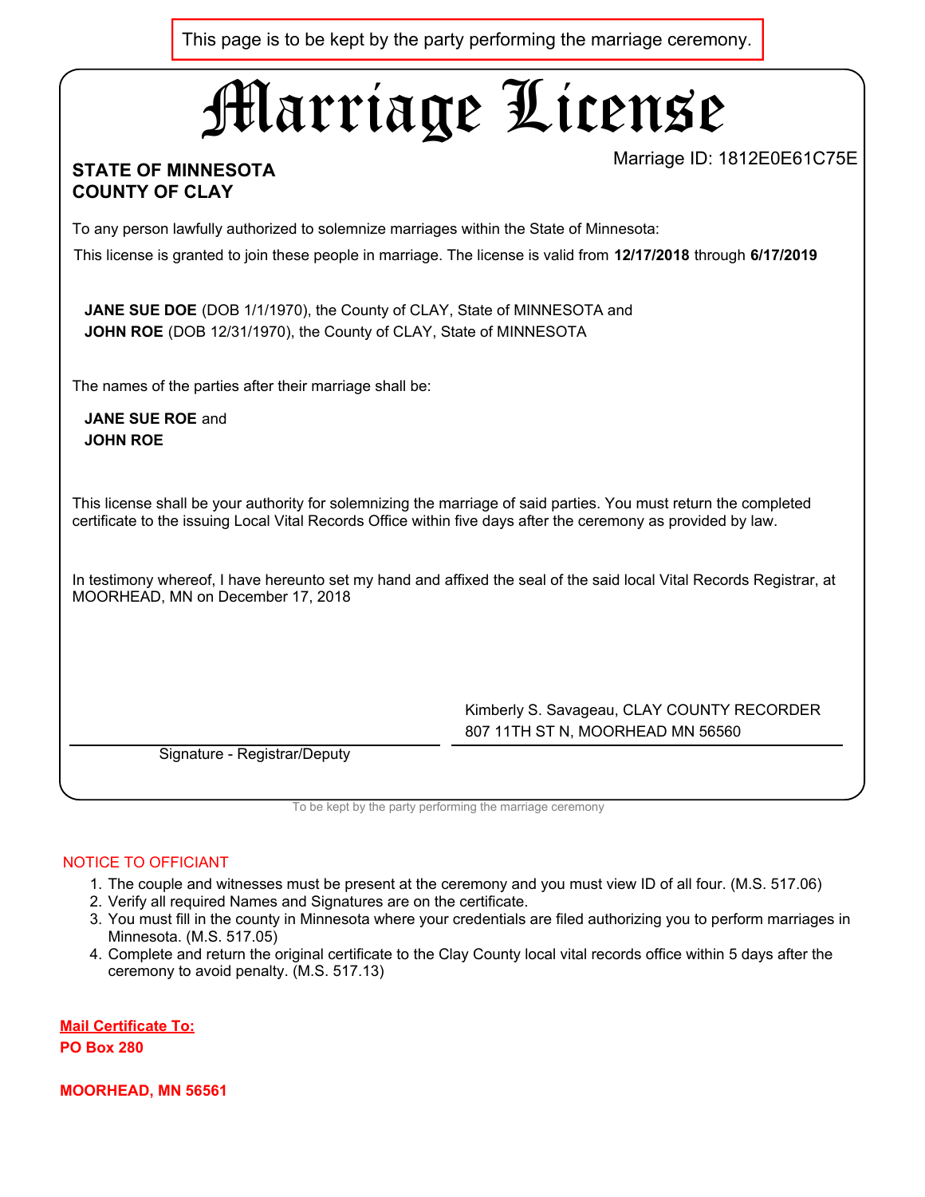This page is to be kept by the party performing the marriage ceremony.

# Marriage License

Marriage ID: 1812E0E61C75E

**STATE OF MINNESOTA**
**COUNTY OF CLAY**

To any person lawfully authorized to solemnize marriages within the State of Minnesota:

This license is granted to join these people in marriage. The license is valid from **12/17/2018** through **6/17/2019**

**JANE SUE DOE** (DOB 1/1/1970), the County of CLAY, State of MINNESOTA and
**JOHN ROE** (DOB 12/31/1970), the County of CLAY, State of MINNESOTA

The names of the parties after their marriage shall be:

**JANE SUE ROE** and
**JOHN ROE**

This license shall be your authority for solemnizing the marriage of said parties. You must return the completed certificate to the issuing Local Vital Records Office within five days after the ceremony as provided by law.

In testimony whereof, I have hereunto set my hand and affixed the seal of the said local Vital Records Registrar, at MOORHEAD, MN on December 17, 2018

Signature - Registrar/Deputy

Kimberly S. Savageau, CLAY COUNTY RECORDER
807 11TH ST N, MOORHEAD MN 56560

To be kept by the party performing the marriage ceremony

NOTICE TO OFFICIANT

1. The couple and witnesses must be present at the ceremony and you must view ID of all four. (M.S. 517.06)
2. Verify all required Names and Signatures are on the certificate.
3. You must fill in the county in Minnesota where your credentials are filed authorizing you to perform marriages in Minnesota. (M.S. 517.05)
4. Complete and return the original certificate to the Clay County local vital records office within 5 days after the ceremony to avoid penalty. (M.S. 517.13)

**Mail Certificate To:**
**PO Box 280**

**MOORHEAD, MN 56561**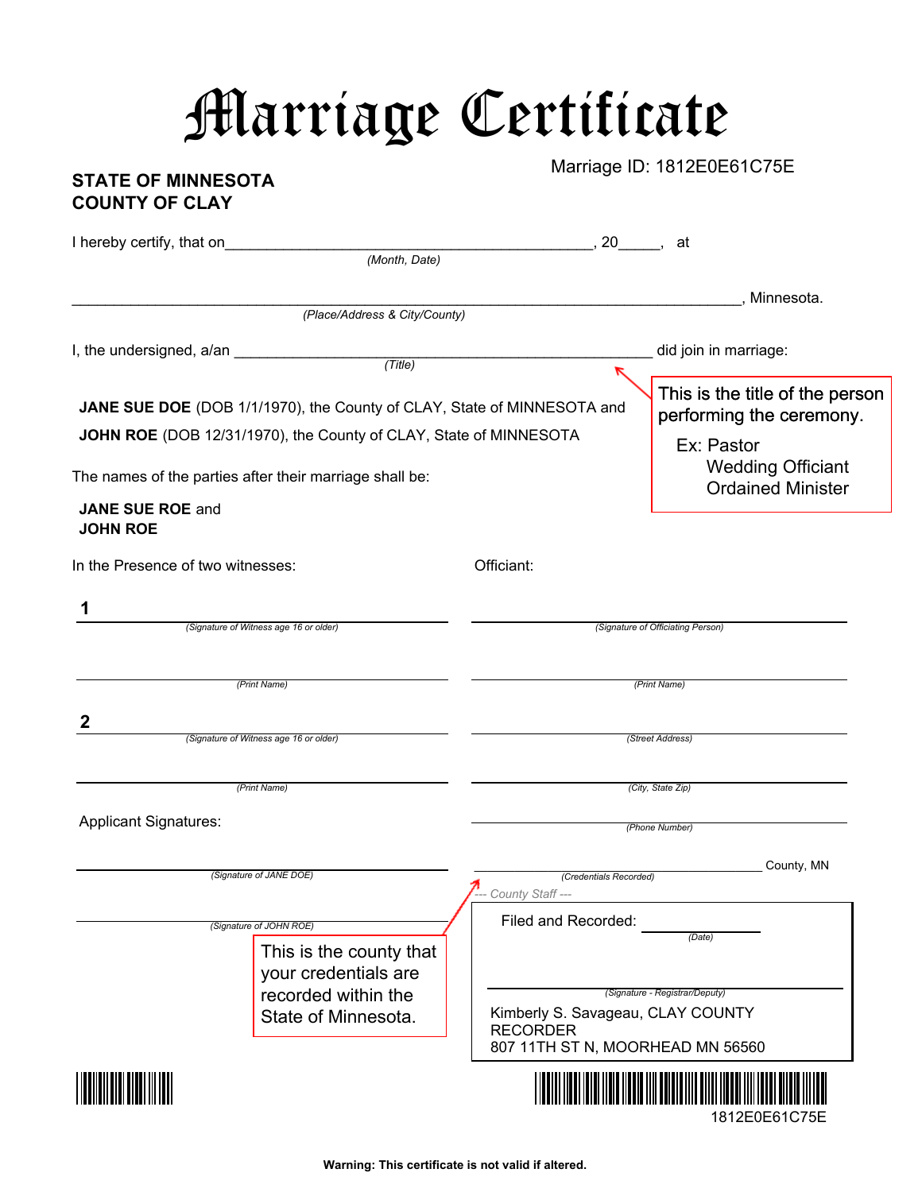# Marriage Certificate

Marriage ID: 1812E0E61C75E

**STATE OF MINNESOTA**
**COUNTY OF CLAY**

I hereby certify, that on_____________________________________________, 20_____, at
*(Month, Date)*

_________________________________________________________________________________, Minnesota.
*(Place/Address & City/County)*

I, the undersigned, a/an ___________________________________________________ did join in marriage:
*(Title)*

This is the title of the person performing the ceremony.
Ex: Pastor
Wedding Officiant
Ordained Minister

**JANE SUE DOE** (DOB 1/1/1970), the County of CLAY, State of MINNESOTA and
**JOHN ROE** (DOB 12/31/1970), the County of CLAY, State of MINNESOTA

The names of the parties after their marriage shall be:

**JANE SUE ROE** and
**JOHN ROE**

In the Presence of two witnesses:

**1** ______________________________________
*(Signature of Witness age 16 or older)*

______________________________________
*(Print Name)*

**2** ______________________________________
*(Signature of Witness age 16 or older)*

______________________________________
*(Print Name)*

Applicant Signatures:

______________________________________
*(Signature of JANE DOE)*

______________________________________
*(Signature of JOHN ROE)*

This is the county that your credentials are recorded within the State of Minnesota.

Officiant:

______________________________________
*(Signature of Officiating Person)*

______________________________________
*(Print Name)*

______________________________________
*(Street Address)*

______________________________________
*(City, State Zip)*

______________________________________
*(Phone Number)*

______________________________________ County, MN
*(Credentials Recorded)*

--- County Staff ---

Filed and Recorded: ____________
*(Date)*

______________________________________
*(Signature - Registrar/Deputy)*

Kimberly S. Savageau, CLAY COUNTY RECORDER
807 11TH ST N, MOORHEAD MN 56560

1812E0E61C75E

**Warning: This certificate is not valid if altered.**